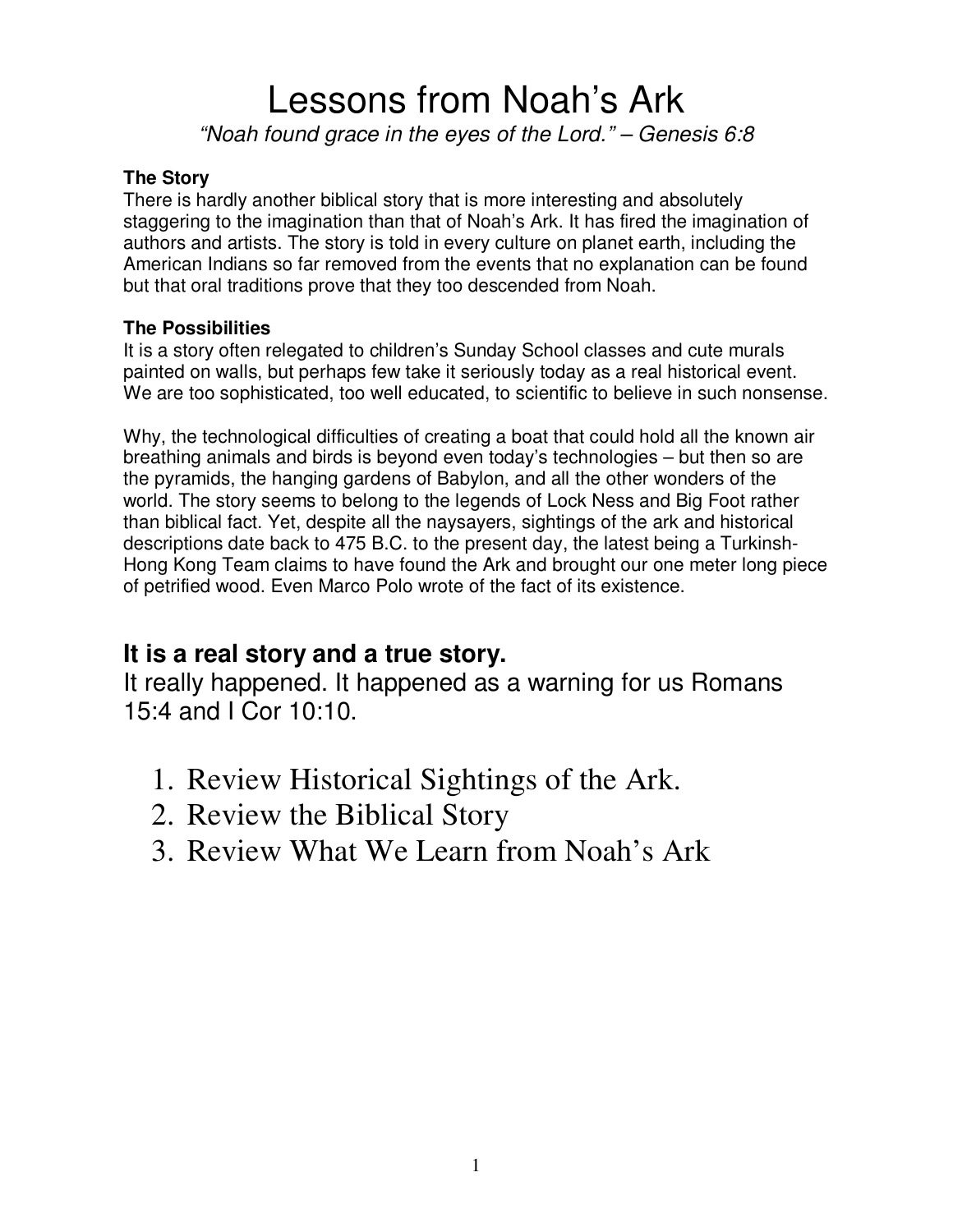# Lessons from Noah's Ark

*"Noah found grace in the eyes of the Lord." – Genesis 6:8*

**The Story**

There is hardly another biblical story that is more interesting and absolutely staggering to the imagination than that of Noah's Ark. It has fired the imagination of authors and artists. The story is told in every culture on planet earth, including the American Indians so far removed from the events that no explanation can be found but that oral traditions prove that they too descended from Noah.

**The Possibilities**

It is a story often relegated to children's Sunday School classes and cute murals painted on walls, but perhaps few take it seriously today as a real historical event. We are too sophisticated, too well educated, to scientific to believe in such nonsense.

Why, the technological difficulties of creating a boat that could hold all the known air breathing animals and birds is beyond even today's technologies – but then so are the pyramids, the hanging gardens of Babylon, and all the other wonders of the world. The story seems to belong to the legends of Lock Ness and Big Foot rather than biblical fact. Yet, despite all the naysayers, sightings of the ark and historical descriptions date back to 475 B.C. to the present day, the latest being a Turkinsh-Hong Kong Team claims to have found the Ark and brought our one meter long piece of petrified wood. Even Marco Polo wrote of the fact of its existence.

## It is a real story and a true story.

It really happened. It happened as a warning for us Romans 15:4 and I Cor 10:10.

1. Review Historical Sightings of the Ark.
2. Review the Biblical Story
3. Review What We Learn from Noah's Ark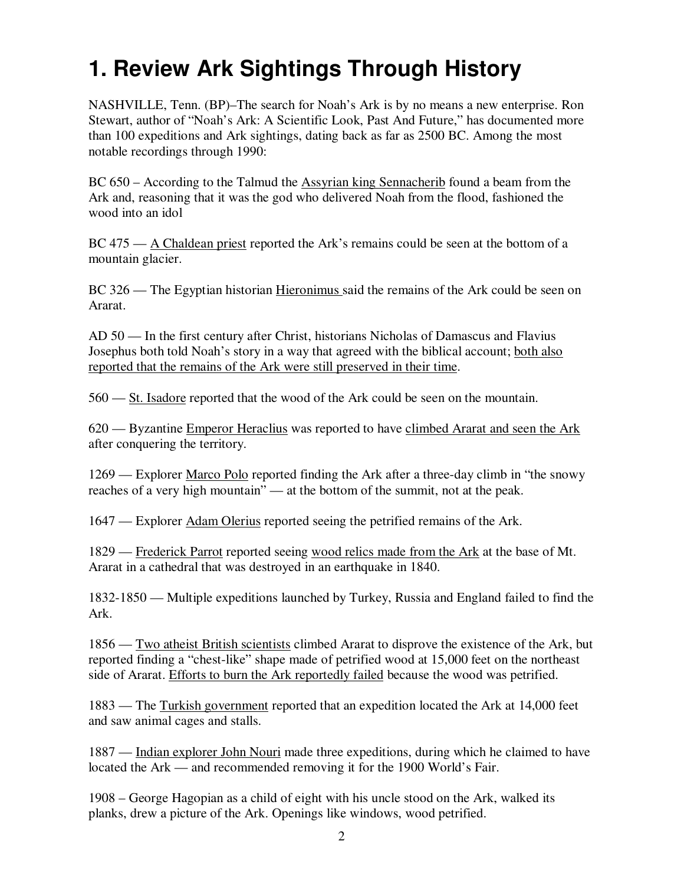# 1. Review Ark Sightings Through History

NASHVILLE, Tenn. (BP)–The search for Noah's Ark is by no means a new enterprise. Ron Stewart, author of "Noah's Ark: A Scientific Look, Past And Future," has documented more than 100 expeditions and Ark sightings, dating back as far as 2500 BC. Among the most notable recordings through 1990:

BC 650 – According to the Talmud the Assyrian king Sennacherib found a beam from the Ark and, reasoning that it was the god who delivered Noah from the flood, fashioned the wood into an idol

BC 475 — A Chaldean priest reported the Ark's remains could be seen at the bottom of a mountain glacier.

BC 326 — The Egyptian historian Hieronimus said the remains of the Ark could be seen on Ararat.

AD 50 — In the first century after Christ, historians Nicholas of Damascus and Flavius Josephus both told Noah's story in a way that agreed with the biblical account; both also reported that the remains of the Ark were still preserved in their time.

560 — St. Isadore reported that the wood of the Ark could be seen on the mountain.

620 — Byzantine Emperor Heraclius was reported to have climbed Ararat and seen the Ark after conquering the territory.

1269 — Explorer Marco Polo reported finding the Ark after a three-day climb in "the snowy reaches of a very high mountain" — at the bottom of the summit, not at the peak.

1647 — Explorer Adam Olerius reported seeing the petrified remains of the Ark.

1829 — Frederick Parrot reported seeing wood relics made from the Ark at the base of Mt. Ararat in a cathedral that was destroyed in an earthquake in 1840.

1832-1850 — Multiple expeditions launched by Turkey, Russia and England failed to find the Ark.

1856 — Two atheist British scientists climbed Ararat to disprove the existence of the Ark, but reported finding a "chest-like" shape made of petrified wood at 15,000 feet on the northeast side of Ararat. Efforts to burn the Ark reportedly failed because the wood was petrified.

1883 — The Turkish government reported that an expedition located the Ark at 14,000 feet and saw animal cages and stalls.

1887 — Indian explorer John Nouri made three expeditions, during which he claimed to have located the Ark — and recommended removing it for the 1900 World's Fair.

1908 – George Hagopian as a child of eight with his uncle stood on the Ark, walked its planks, drew a picture of the Ark. Openings like windows, wood petrified.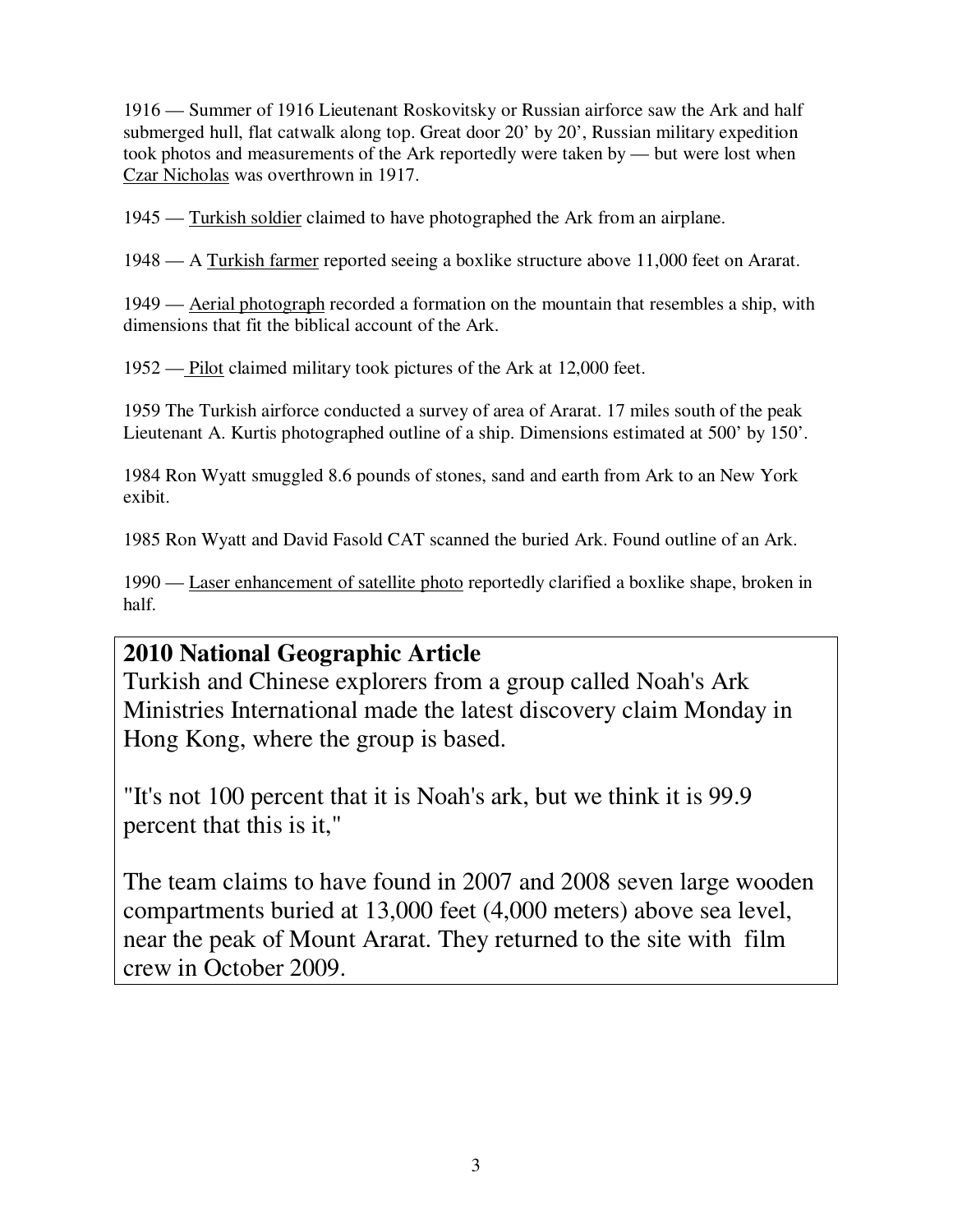1916 — Summer of 1916 Lieutenant Roskovitsky or Russian airforce saw the Ark and half submerged hull, flat catwalk along top. Great door 20' by 20', Russian military expedition took photos and measurements of the Ark reportedly were taken by — but were lost when Czar Nicholas was overthrown in 1917.

1945 — Turkish soldier claimed to have photographed the Ark from an airplane.

1948 — A Turkish farmer reported seeing a boxlike structure above 11,000 feet on Ararat.

1949 — Aerial photograph recorded a formation on the mountain that resembles a ship, with dimensions that fit the biblical account of the Ark.

1952 — Pilot claimed military took pictures of the Ark at 12,000 feet.

1959 The Turkish airforce conducted a survey of area of Ararat. 17 miles south of the peak Lieutenant A. Kurtis photographed outline of a ship. Dimensions estimated at 500' by 150'.

1984 Ron Wyatt smuggled 8.6 pounds of stones, sand and earth from Ark to an New York exibit.

1985 Ron Wyatt and David Fasold CAT scanned the buried Ark. Found outline of an Ark.

1990 — Laser enhancement of satellite photo reportedly clarified a boxlike shape, broken in half.

## 2010 National Geographic Article

Turkish and Chinese explorers from a group called Noah's Ark Ministries International made the latest discovery claim Monday in Hong Kong, where the group is based.

"It's not 100 percent that it is Noah's ark, but we think it is 99.9 percent that this is it,"

The team claims to have found in 2007 and 2008 seven large wooden compartments buried at 13,000 feet (4,000 meters) above sea level, near the peak of Mount Ararat. They returned to the site with film crew in October 2009.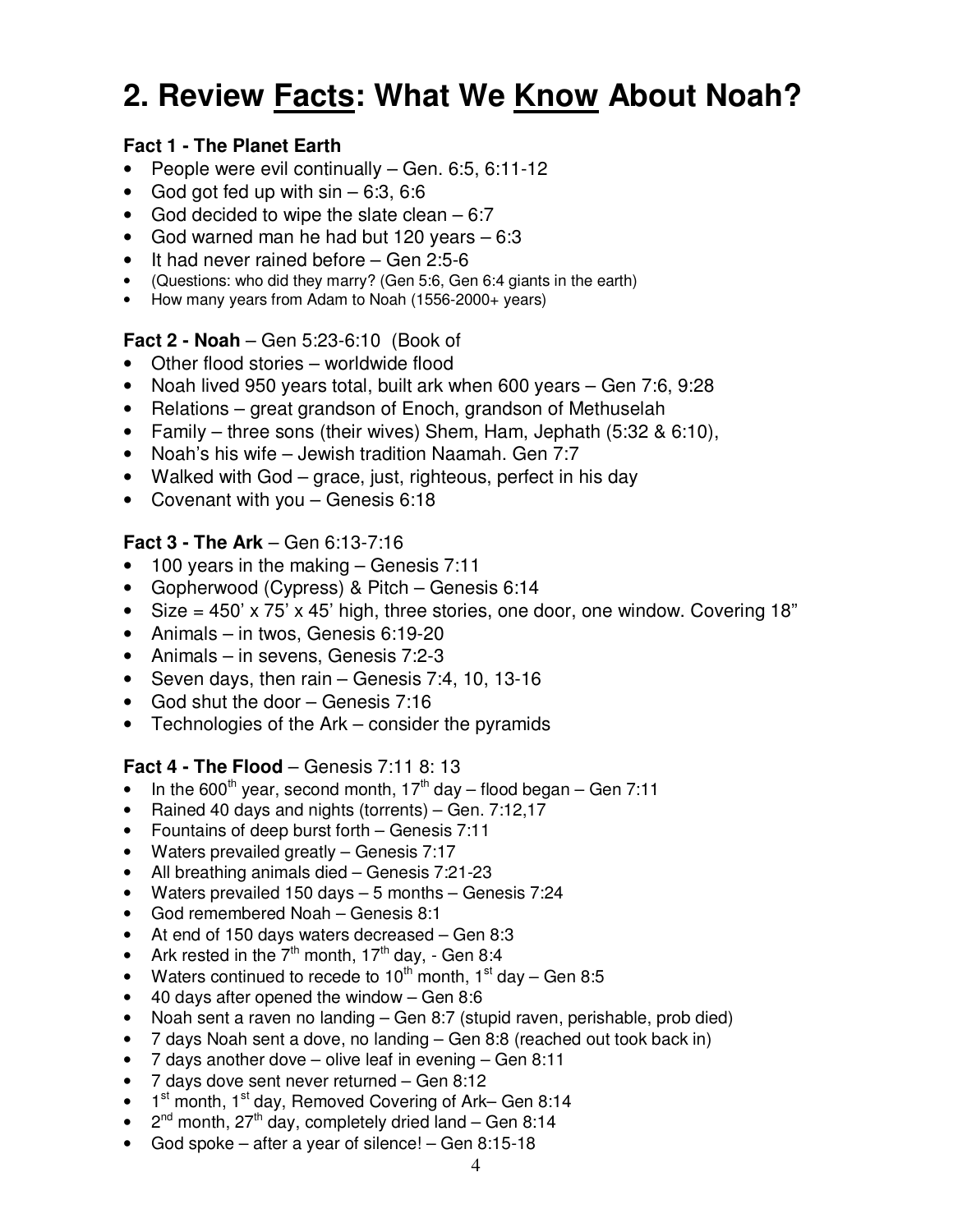# 2. Review Facts: What We Know About Noah?

**Fact 1 - The Planet Earth**

- People were evil continually – Gen. 6:5, 6:11-12
- God got fed up with sin – 6:3, 6:6
- God decided to wipe the slate clean – 6:7
- God warned man he had but 120 years – 6:3
- It had never rained before – Gen 2:5-6
- (Questions: who did they marry? (Gen 5:6, Gen 6:4 giants in the earth)
- How many years from Adam to Noah (1556-2000+ years)

**Fact 2 - Noah** – Gen 5:23-6:10 (Book of

- Other flood stories – worldwide flood
- Noah lived 950 years total, built ark when 600 years – Gen 7:6, 9:28
- Relations – great grandson of Enoch, grandson of Methuselah
- Family – three sons (their wives) Shem, Ham, Jephath (5:32 & 6:10),
- Noah's his wife – Jewish tradition Naamah. Gen 7:7
- Walked with God – grace, just, righteous, perfect in his day
- Covenant with you – Genesis 6:18

**Fact 3 - The Ark** – Gen 6:13-7:16

- 100 years in the making – Genesis 7:11
- Gopherwood (Cypress) & Pitch – Genesis 6:14
- Size = 450' x 75' x 45' high, three stories, one door, one window. Covering 18"
- Animals – in twos, Genesis 6:19-20
- Animals – in sevens, Genesis 7:2-3
- Seven days, then rain – Genesis 7:4, 10, 13-16
- God shut the door – Genesis 7:16
- Technologies of the Ark – consider the pyramids

**Fact 4 - The Flood** – Genesis 7:11 8: 13

- In the 600th year, second month, 17th day – flood began – Gen 7:11
- Rained 40 days and nights (torrents) – Gen. 7:12,17
- Fountains of deep burst forth – Genesis 7:11
- Waters prevailed greatly – Genesis 7:17
- All breathing animals died – Genesis 7:21-23
- Waters prevailed 150 days – 5 months – Genesis 7:24
- God remembered Noah – Genesis 8:1
- At end of 150 days waters decreased – Gen 8:3
- Ark rested in the 7th month, 17th day, - Gen 8:4
- Waters continued to recede to 10th month, 1st day – Gen 8:5
- 40 days after opened the window – Gen 8:6
- Noah sent a raven no landing – Gen 8:7 (stupid raven, perishable, prob died)
- 7 days Noah sent a dove, no landing – Gen 8:8 (reached out took back in)
- 7 days another dove – olive leaf in evening – Gen 8:11
- 7 days dove sent never returned – Gen 8:12
- 1st month, 1st day, Removed Covering of Ark– Gen 8:14
- 2nd month, 27th day, completely dried land – Gen 8:14
- God spoke – after a year of silence! – Gen 8:15-18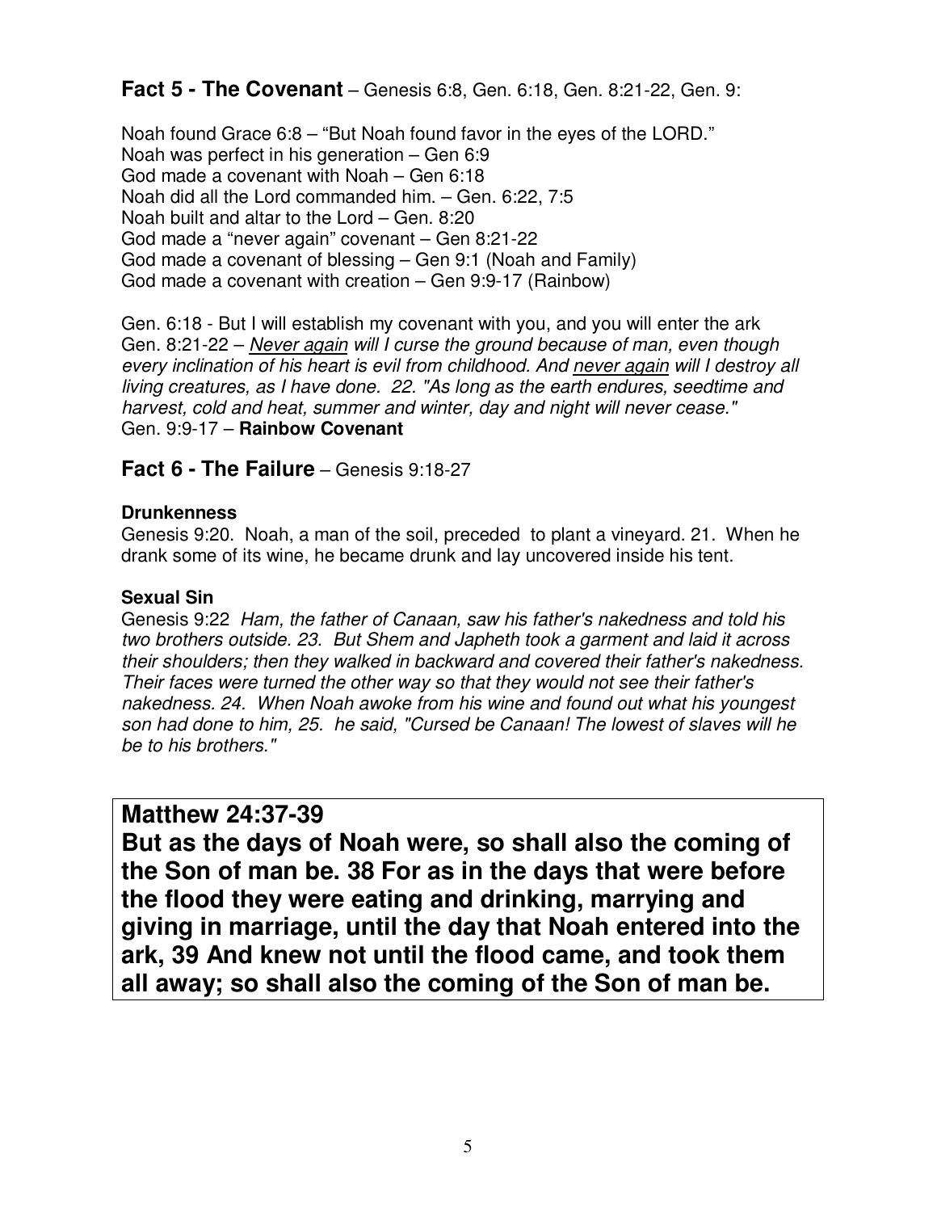## **Fact 5 - The Covenant** – Genesis 6:8, Gen. 6:18, Gen. 8:21-22, Gen. 9:

Noah found Grace 6:8 – "But Noah found favor in the eyes of the LORD."
Noah was perfect in his generation – Gen 6:9
God made a covenant with Noah – Gen 6:18
Noah did all the Lord commanded him. – Gen. 6:22, 7:5
Noah built and altar to the Lord – Gen. 8:20
God made a "never again" covenant – Gen 8:21-22
God made a covenant of blessing – Gen 9:1 (Noah and Family)
God made a covenant with creation – Gen 9:9-17 (Rainbow)

Gen. 6:18 - But I will establish my covenant with you, and you will enter the ark
Gen. 8:21-22 – *<u>Never again</u> will I curse the ground because of man, even though every inclination of his heart is evil from childhood. And <u>never again</u> will I destroy all living creatures, as I have done. 22. "As long as the earth endures, seedtime and harvest, cold and heat, summer and winter, day and night will never cease."*
Gen. 9:9-17 – **Rainbow Covenant**

## **Fact 6 - The Failure** – Genesis 9:18-27

**Drunkenness**
Genesis 9:20. Noah, a man of the soil, preceded to plant a vineyard. 21. When he drank some of its wine, he became drunk and lay uncovered inside his tent.

**Sexual Sin**
Genesis 9:22 *Ham, the father of Canaan, saw his father's nakedness and told his two brothers outside. 23. But Shem and Japheth took a garment and laid it across their shoulders; then they walked in backward and covered their father's nakedness. Their faces were turned the other way so that they would not see their father's nakedness. 24. When Noah awoke from his wine and found out what his youngest son had done to him, 25. he said, "Cursed be Canaan! The lowest of slaves will he be to his brothers."*

**Matthew 24:37-39**
**But as the days of Noah were, so shall also the coming of the Son of man be. 38 For as in the days that were before the flood they were eating and drinking, marrying and giving in marriage, until the day that Noah entered into the ark, 39 And knew not until the flood came, and took them all away; so shall also the coming of the Son of man be.**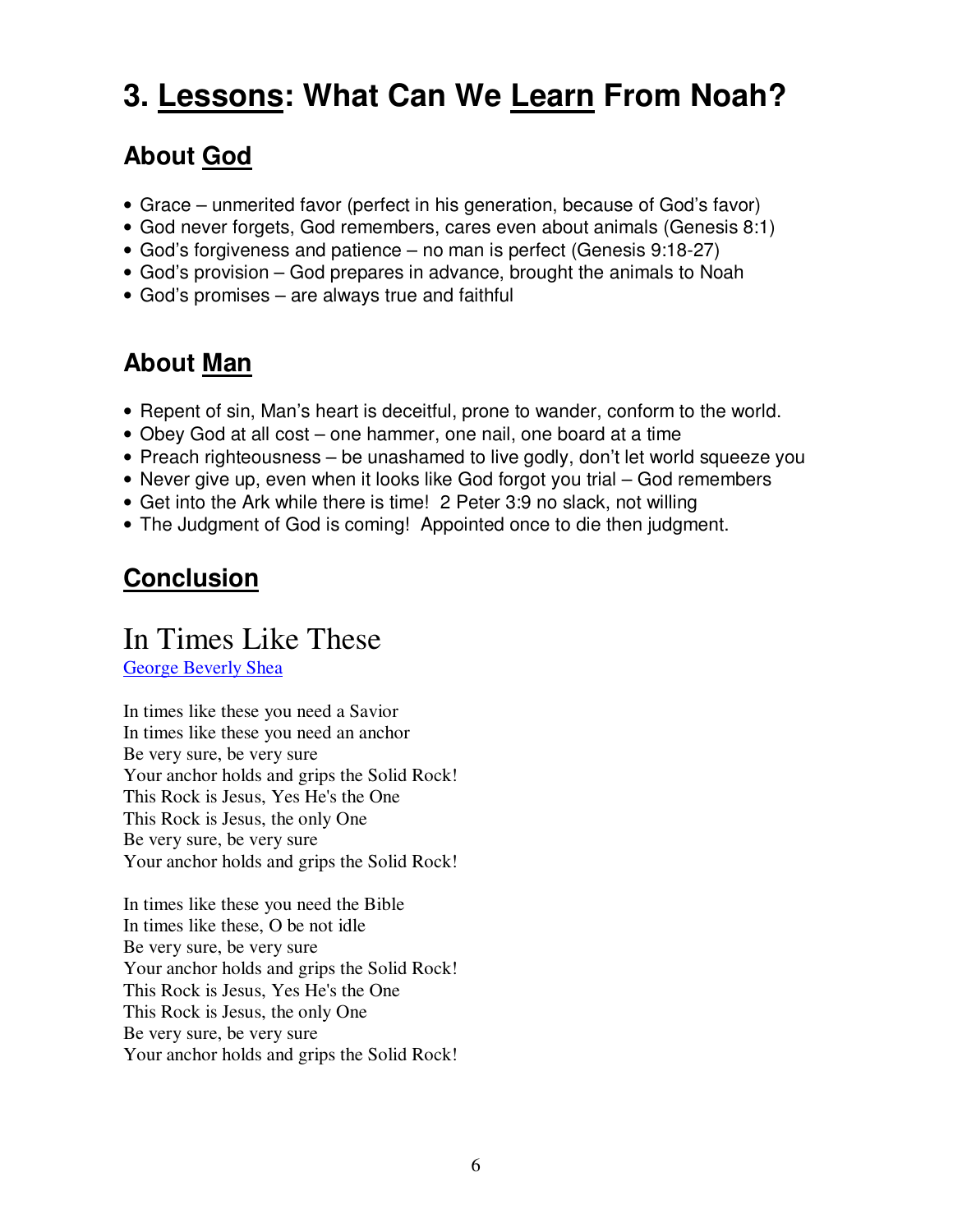# 3. Lessons: What Can We Learn From Noah?

## About God

- Grace – unmerited favor (perfect in his generation, because of God's favor)
- God never forgets, God remembers, cares even about animals (Genesis 8:1)
- God's forgiveness and patience – no man is perfect (Genesis 9:18-27)
- God's provision – God prepares in advance, brought the animals to Noah
- God's promises – are always true and faithful

## About Man

- Repent of sin, Man's heart is deceitful, prone to wander, conform to the world.
- Obey God at all cost – one hammer, one nail, one board at a time
- Preach righteousness – be unashamed to live godly, don't let world squeeze you
- Never give up, even when it looks like God forgot you trial – God remembers
- Get into the Ark while there is time! 2 Peter 3:9 no slack, not willing
- The Judgment of God is coming! Appointed once to die then judgment.

## Conclusion

# In Times Like These

George Beverly Shea

In times like these you need a Savior
In times like these you need an anchor
Be very sure, be very sure
Your anchor holds and grips the Solid Rock!
This Rock is Jesus, Yes He's the One
This Rock is Jesus, the only One
Be very sure, be very sure
Your anchor holds and grips the Solid Rock!

In times like these you need the Bible
In times like these, O be not idle
Be very sure, be very sure
Your anchor holds and grips the Solid Rock!
This Rock is Jesus, Yes He's the One
This Rock is Jesus, the only One
Be very sure, be very sure
Your anchor holds and grips the Solid Rock!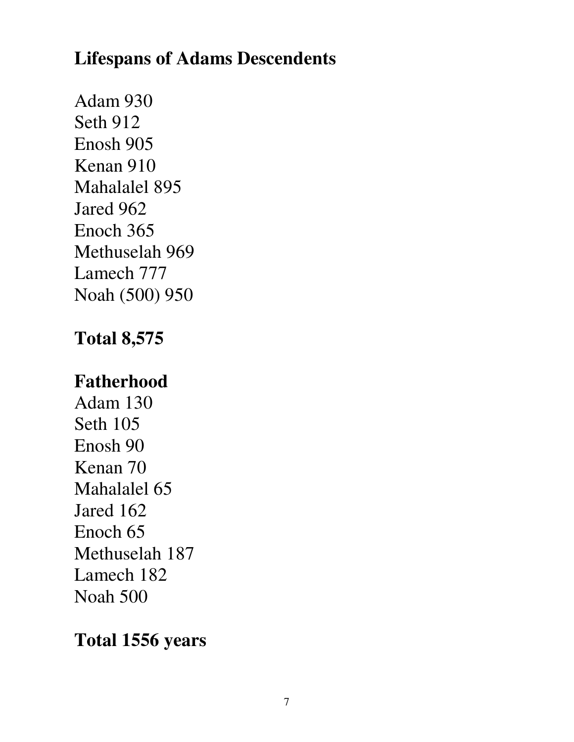## Lifespans of Adams Descendents

Adam 930
Seth 912
Enosh 905
Kenan 910
Mahalalel 895
Jared 962
Enoch 365
Methuselah 969
Lamech 777
Noah (500) 950

## Total 8,575

## Fatherhood

Adam 130
Seth 105
Enosh 90
Kenan 70
Mahalalel 65
Jared 162
Enoch 65
Methuselah 187
Lamech 182
Noah 500

## Total 1556 years